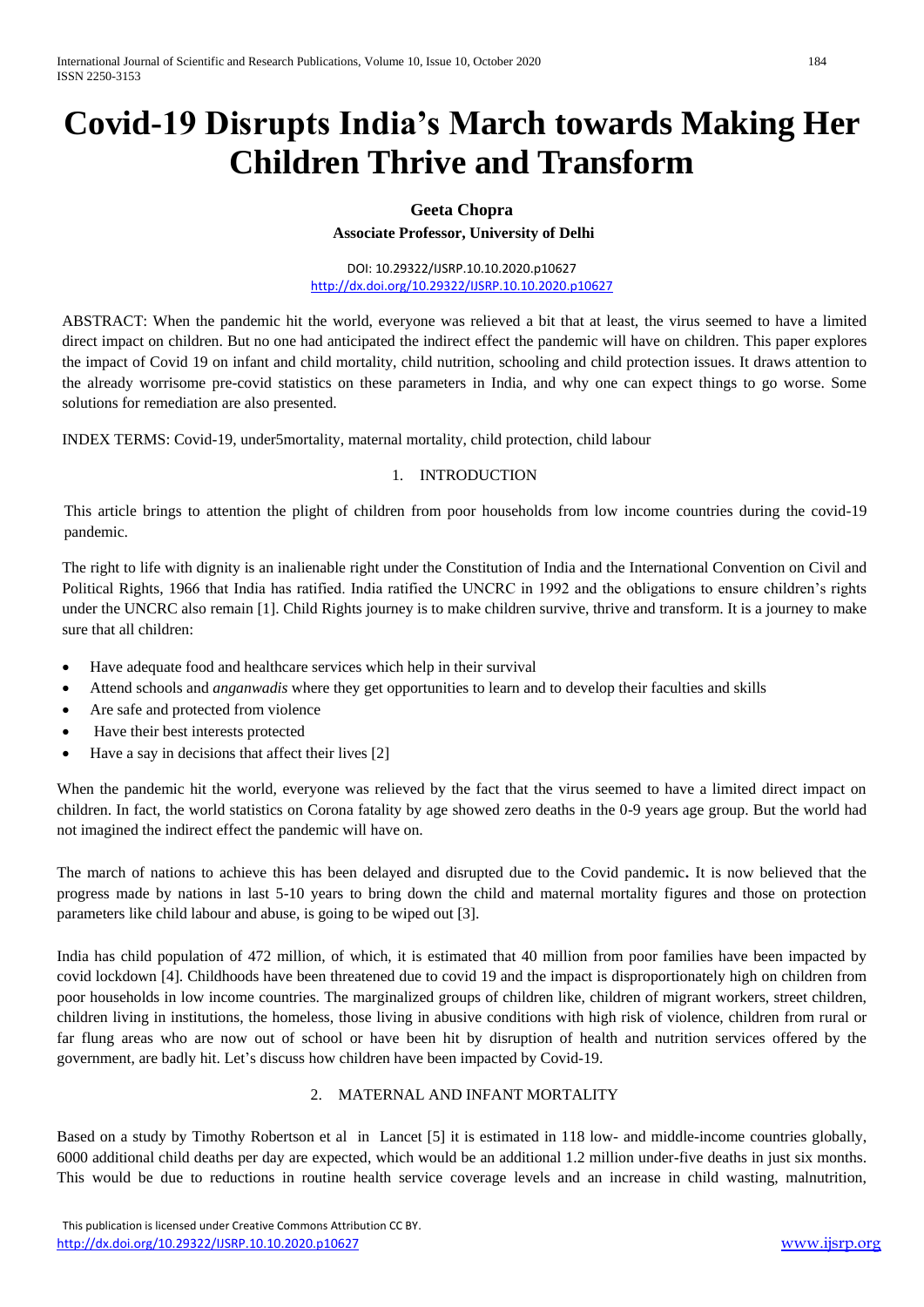# Covid-19 Disrupts India's March towards Making Her Children Thrive and Transform

**Geeta Chopra**

**Associate Professor, University of Delhi**

DOI: 10.29322/IJSRP.10.10.2020.p10627
http://dx.doi.org/10.29322/IJSRP.10.10.2020.p10627

ABSTRACT: When the pandemic hit the world, everyone was relieved a bit that at least, the virus seemed to have a limited direct impact on children. But no one had anticipated the indirect effect the pandemic will have on children. This paper explores the impact of Covid 19 on infant and child mortality, child nutrition, schooling and child protection issues. It draws attention to the already worrisome pre-covid statistics on these parameters in India, and why one can expect things to go worse. Some solutions for remediation are also presented.

INDEX TERMS: Covid-19, under5mortality, maternal mortality, child protection, child labour

## 1. INTRODUCTION

This article brings to attention the plight of children from poor households from low income countries during the covid-19 pandemic.

The right to life with dignity is an inalienable right under the Constitution of India and the International Convention on Civil and Political Rights, 1966 that India has ratified. India ratified the UNCRC in 1992 and the obligations to ensure children's rights under the UNCRC also remain [1]. Child Rights journey is to make children survive, thrive and transform. It is a journey to make sure that all children:

- Have adequate food and healthcare services which help in their survival
- Attend schools and *anganwadis* where they get opportunities to learn and to develop their faculties and skills
- Are safe and protected from violence
- Have their best interests protected
- Have a say in decisions that affect their lives [2]

When the pandemic hit the world, everyone was relieved by the fact that the virus seemed to have a limited direct impact on children. In fact, the world statistics on Corona fatality by age showed zero deaths in the 0-9 years age group. But the world had not imagined the indirect effect the pandemic will have on.

The march of nations to achieve this has been delayed and disrupted due to the Covid pandemic**.** It is now believed that the progress made by nations in last 5-10 years to bring down the child and maternal mortality figures and those on protection parameters like child labour and abuse, is going to be wiped out [3].

India has child population of 472 million, of which, it is estimated that 40 million from poor families have been impacted by covid lockdown [4]. Childhoods have been threatened due to covid 19 and the impact is disproportionately high on children from poor households in low income countries. The marginalized groups of children like, children of migrant workers, street children, children living in institutions, the homeless, those living in abusive conditions with high risk of violence, children from rural or far flung areas who are now out of school or have been hit by disruption of health and nutrition services offered by the government, are badly hit. Let's discuss how children have been impacted by Covid-19.

## 2. MATERNAL AND INFANT MORTALITY

Based on a study by Timothy Robertson et al in Lancet [5] it is estimated in 118 low- and middle-income countries globally, 6000 additional child deaths per day are expected, which would be an additional 1.2 million under-five deaths in just six months. This would be due to reductions in routine health service coverage levels and an increase in child wasting, malnutrition,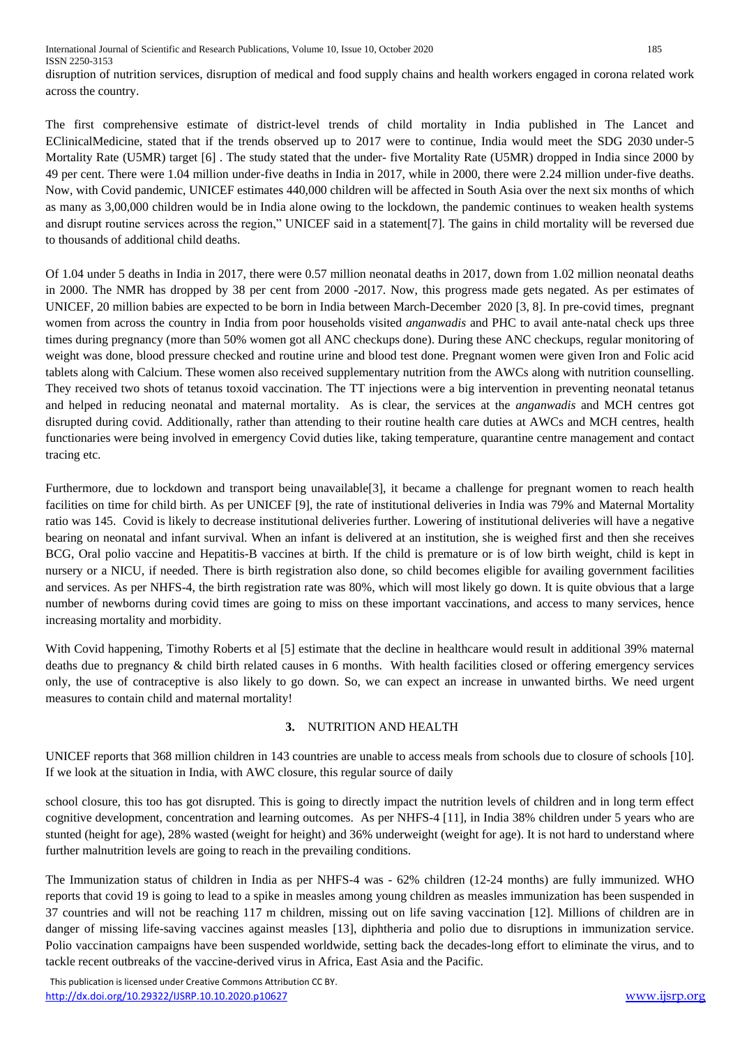disruption of nutrition services, disruption of medical and food supply chains and health workers engaged in corona related work across the country.

The first comprehensive estimate of district-level trends of child mortality in India published in The Lancet and EClinicalMedicine, stated that if the trends observed up to 2017 were to continue, India would meet the SDG 2030 under-5 Mortality Rate (U5MR) target [6] . The study stated that the under- five Mortality Rate (U5MR) dropped in India since 2000 by 49 per cent. There were 1.04 million under-five deaths in India in 2017, while in 2000, there were 2.24 million under-five deaths. Now, with Covid pandemic, UNICEF estimates 440,000 children will be affected in South Asia over the next six months of which as many as 3,00,000 children would be in India alone owing to the lockdown, the pandemic continues to weaken health systems and disrupt routine services across the region," UNICEF said in a statement[7]. The gains in child mortality will be reversed due to thousands of additional child deaths.

Of 1.04 under 5 deaths in India in 2017, there were 0.57 million neonatal deaths in 2017, down from 1.02 million neonatal deaths in 2000. The NMR has dropped by 38 per cent from 2000 -2017. Now, this progress made gets negated. As per estimates of UNICEF, 20 million babies are expected to be born in India between March-December 2020 [3, 8]. In pre-covid times, pregnant women from across the country in India from poor households visited *anganwadis* and PHC to avail ante-natal check ups three times during pregnancy (more than 50% women got all ANC checkups done). During these ANC checkups, regular monitoring of weight was done, blood pressure checked and routine urine and blood test done. Pregnant women were given Iron and Folic acid tablets along with Calcium. These women also received supplementary nutrition from the AWCs along with nutrition counselling. They received two shots of tetanus toxoid vaccination. The TT injections were a big intervention in preventing neonatal tetanus and helped in reducing neonatal and maternal mortality. As is clear, the services at the *anganwadis* and MCH centres got disrupted during covid. Additionally, rather than attending to their routine health care duties at AWCs and MCH centres, health functionaries were being involved in emergency Covid duties like, taking temperature, quarantine centre management and contact tracing etc.

Furthermore, due to lockdown and transport being unavailable[3], it became a challenge for pregnant women to reach health facilities on time for child birth. As per UNICEF [9], the rate of institutional deliveries in India was 79% and Maternal Mortality ratio was 145. Covid is likely to decrease institutional deliveries further. Lowering of institutional deliveries will have a negative bearing on neonatal and infant survival. When an infant is delivered at an institution, she is weighed first and then she receives BCG, Oral polio vaccine and Hepatitis-B vaccines at birth. If the child is premature or is of low birth weight, child is kept in nursery or a NICU, if needed. There is birth registration also done, so child becomes eligible for availing government facilities and services. As per NHFS-4, the birth registration rate was 80%, which will most likely go down. It is quite obvious that a large number of newborns during covid times are going to miss on these important vaccinations, and access to many services, hence increasing mortality and morbidity.

With Covid happening, Timothy Roberts et al [5] estimate that the decline in healthcare would result in additional 39% maternal deaths due to pregnancy & child birth related causes in 6 months. With health facilities closed or offering emergency services only, the use of contraceptive is also likely to go down. So, we can expect an increase in unwanted births. We need urgent measures to contain child and maternal mortality!

## 3. NUTRITION AND HEALTH

UNICEF reports that 368 million children in 143 countries are unable to access meals from schools due to closure of schools [10]. If we look at the situation in India, with AWC closure, this regular source of daily

school closure, this too has got disrupted. This is going to directly impact the nutrition levels of children and in long term effect cognitive development, concentration and learning outcomes. As per NHFS-4 [11], in India 38% children under 5 years who are stunted (height for age), 28% wasted (weight for height) and 36% underweight (weight for age). It is not hard to understand where further malnutrition levels are going to reach in the prevailing conditions.

The Immunization status of children in India as per NHFS-4 was - 62% children (12-24 months) are fully immunized. WHO reports that covid 19 is going to lead to a spike in measles among young children as measles immunization has been suspended in 37 countries and will not be reaching 117 m children, missing out on life saving vaccination [12]. Millions of children are in danger of missing life-saving vaccines against measles [13], diphtheria and polio due to disruptions in immunization service. Polio vaccination campaigns have been suspended worldwide, setting back the decades-long effort to eliminate the virus, and to tackle recent outbreaks of the vaccine-derived virus in Africa, East Asia and the Pacific.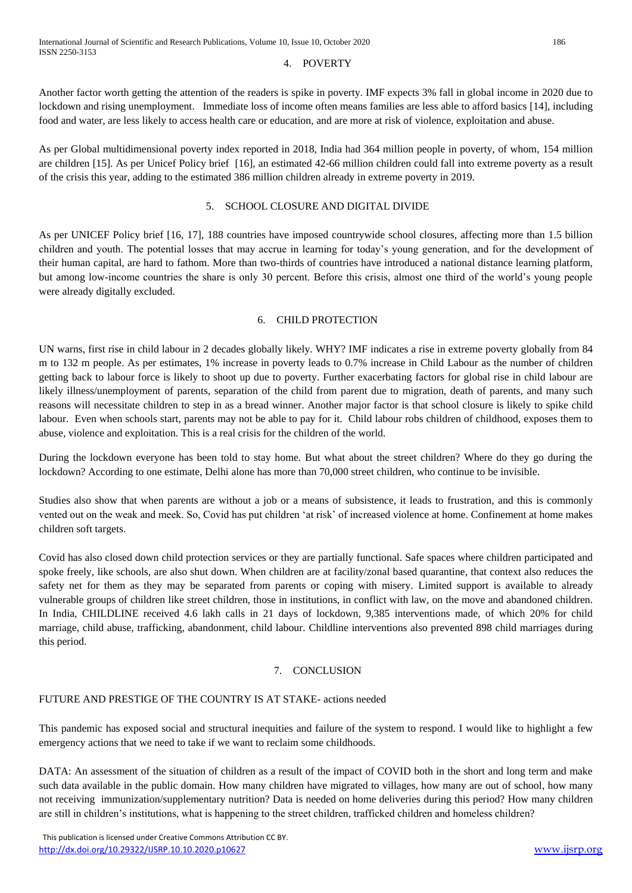## 4. POVERTY

Another factor worth getting the attention of the readers is spike in poverty. IMF expects 3% fall in global income in 2020 due to lockdown and rising unemployment. Immediate loss of income often means families are less able to afford basics [14], including food and water, are less likely to access health care or education, and are more at risk of violence, exploitation and abuse.

As per Global multidimensional poverty index reported in 2018, India had 364 million people in poverty, of whom, 154 million are children [15]. As per Unicef Policy brief [16], an estimated 42-66 million children could fall into extreme poverty as a result of the crisis this year, adding to the estimated 386 million children already in extreme poverty in 2019.

## 5. SCHOOL CLOSURE AND DIGITAL DIVIDE

As per UNICEF Policy brief [16, 17], 188 countries have imposed countrywide school closures, affecting more than 1.5 billion children and youth. The potential losses that may accrue in learning for today's young generation, and for the development of their human capital, are hard to fathom. More than two-thirds of countries have introduced a national distance learning platform, but among low-income countries the share is only 30 percent. Before this crisis, almost one third of the world's young people were already digitally excluded.

## 6. CHILD PROTECTION

UN warns, first rise in child labour in 2 decades globally likely. WHY? IMF indicates a rise in extreme poverty globally from 84 m to 132 m people. As per estimates, 1% increase in poverty leads to 0.7% increase in Child Labour as the number of children getting back to labour force is likely to shoot up due to poverty. Further exacerbating factors for global rise in child labour are likely illness/unemployment of parents, separation of the child from parent due to migration, death of parents, and many such reasons will necessitate children to step in as a bread winner. Another major factor is that school closure is likely to spike child labour. Even when schools start, parents may not be able to pay for it. Child labour robs children of childhood, exposes them to abuse, violence and exploitation. This is a real crisis for the children of the world.

During the lockdown everyone has been told to stay home. But what about the street children? Where do they go during the lockdown? According to one estimate, Delhi alone has more than 70,000 street children, who continue to be invisible.

Studies also show that when parents are without a job or a means of subsistence, it leads to frustration, and this is commonly vented out on the weak and meek. So, Covid has put children 'at risk' of increased violence at home. Confinement at home makes children soft targets.

Covid has also closed down child protection services or they are partially functional. Safe spaces where children participated and spoke freely, like schools, are also shut down. When children are at facility/zonal based quarantine, that context also reduces the safety net for them as they may be separated from parents or coping with misery. Limited support is available to already vulnerable groups of children like street children, those in institutions, in conflict with law, on the move and abandoned children. In India, CHILDLINE received 4.6 lakh calls in 21 days of lockdown, 9,385 interventions made, of which 20% for child marriage, child abuse, trafficking, abandonment, child labour. Childline interventions also prevented 898 child marriages during this period.

## 7. CONCLUSION

FUTURE AND PRESTIGE OF THE COUNTRY IS AT STAKE- actions needed

This pandemic has exposed social and structural inequities and failure of the system to respond. I would like to highlight a few emergency actions that we need to take if we want to reclaim some childhoods.

DATA: An assessment of the situation of children as a result of the impact of COVID both in the short and long term and make such data available in the public domain. How many children have migrated to villages, how many are out of school, how many not receiving immunization/supplementary nutrition? Data is needed on home deliveries during this period? How many children are still in children's institutions, what is happening to the street children, trafficked children and homeless children?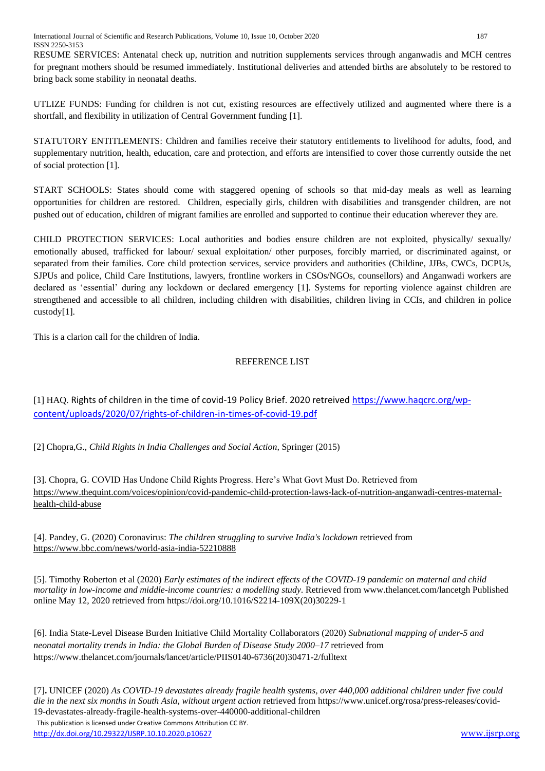RESUME SERVICES: Antenatal check up, nutrition and nutrition supplements services through anganwadis and MCH centres for pregnant mothers should be resumed immediately. Institutional deliveries and attended births are absolutely to be restored to bring back some stability in neonatal deaths.

UTLIZE FUNDS: Funding for children is not cut, existing resources are effectively utilized and augmented where there is a shortfall, and flexibility in utilization of Central Government funding [1].

STATUTORY ENTITLEMENTS: Children and families receive their statutory entitlements to livelihood for adults, food, and supplementary nutrition, health, education, care and protection, and efforts are intensified to cover those currently outside the net of social protection [1].

START SCHOOLS: States should come with staggered opening of schools so that mid-day meals as well as learning opportunities for children are restored. Children, especially girls, children with disabilities and transgender children, are not pushed out of education, children of migrant families are enrolled and supported to continue their education wherever they are.

CHILD PROTECTION SERVICES: Local authorities and bodies ensure children are not exploited, physically/ sexually/ emotionally abused, trafficked for labour/ sexual exploitation/ other purposes, forcibly married, or discriminated against, or separated from their families. Core child protection services, service providers and authorities (Childine, JJBs, CWCs, DCPUs, SJPUs and police, Child Care Institutions, lawyers, frontline workers in CSOs/NGOs, counsellors) and Anganwadi workers are declared as 'essential' during any lockdown or declared emergency [1]. Systems for reporting violence against children are strengthened and accessible to all children, including children with disabilities, children living in CCIs, and children in police custody[1].

This is a clarion call for the children of India.

## REFERENCE LIST

[1] HAQ. Rights of children in the time of covid-19 Policy Brief. 2020 retreived https://www.haqcrc.org/wp-content/uploads/2020/07/rights-of-children-in-times-of-covid-19.pdf

[2] Chopra,G., *Child Rights in India Challenges and Social Action,* Springer (2015)

[3]. Chopra, G. COVID Has Undone Child Rights Progress. Here's What Govt Must Do. Retrieved from https://www.thequint.com/voices/opinion/covid-pandemic-child-protection-laws-lack-of-nutrition-anganwadi-centres-maternal-health-child-abuse

[4]. Pandey, G. (2020) Coronavirus: *The children struggling to survive India's lockdown* retrieved from https://www.bbc.com/news/world-asia-india-52210888

[5]. Timothy Roberton et al (2020) *Early estimates of the indirect effects of the COVID-19 pandemic on maternal and child mortality in low-income and middle-income countries: a modelling study*. Retrieved from www.thelancet.com/lancetgh Published online May 12, 2020 retrieved from https://doi.org/10.1016/S2214-109X(20)30229-1

[6]. India State-Level Disease Burden Initiative Child Mortality Collaborators (2020) *Subnational mapping of under-5 and neonatal mortality trends in India: the Global Burden of Disease Study 2000–17* retrieved from https://www.thelancet.com/journals/lancet/article/PIIS0140-6736(20)30471-2/fulltext

[7]**.** UNICEF (2020) *As COVID-19 devastates already fragile health systems, over 440,000 additional children under five could die in the next six months in South Asia, without urgent action* retrieved from https://www.unicef.org/rosa/press-releases/covid-19-devastates-already-fragile-health-systems-over-440000-additional-children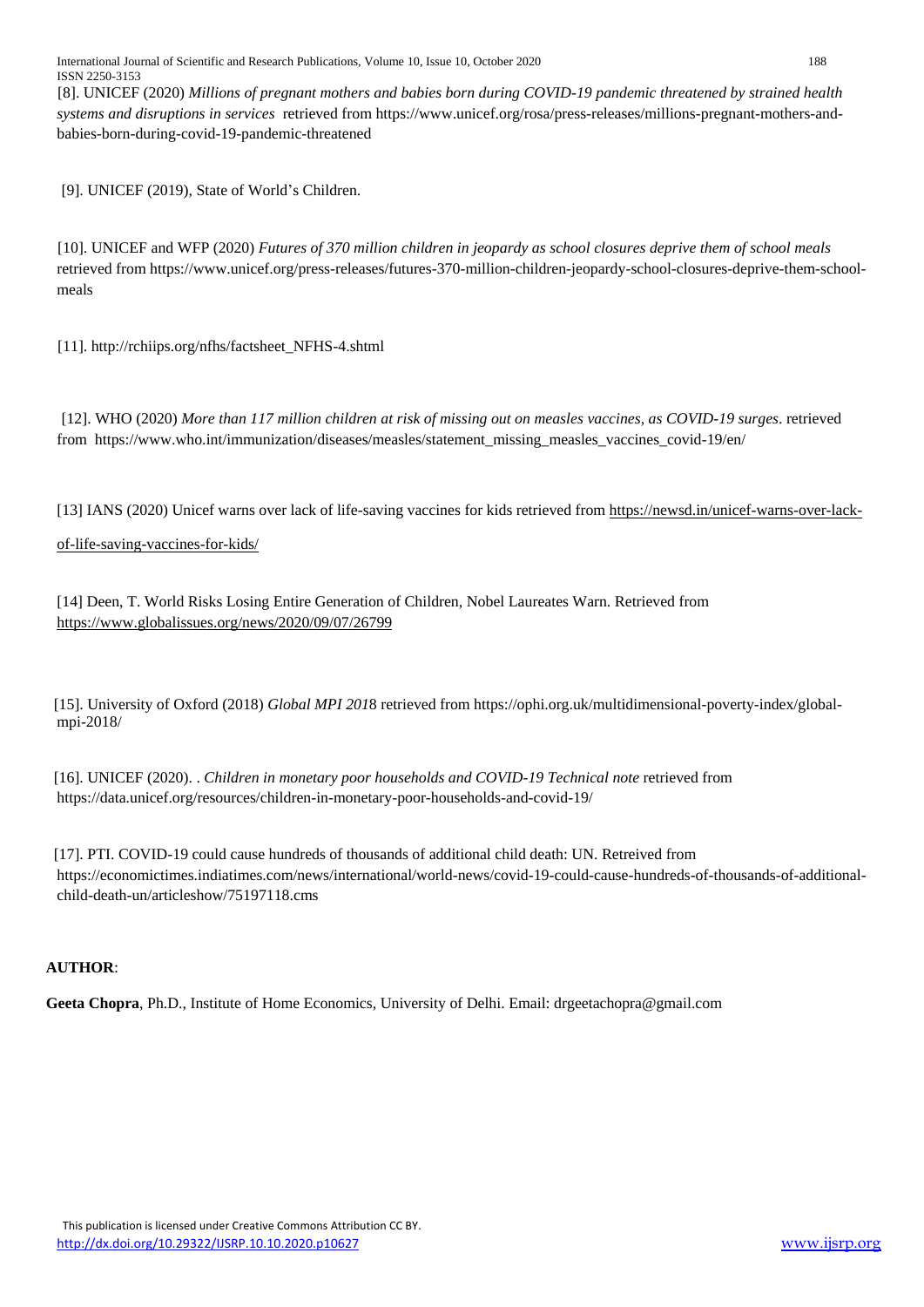[8]. UNICEF (2020) *Millions of pregnant mothers and babies born during COVID-19 pandemic threatened by strained health systems and disruptions in services* retrieved from https://www.unicef.org/rosa/press-releases/millions-pregnant-mothers-and-babies-born-during-covid-19-pandemic-threatened

[9]. UNICEF (2019), State of World's Children.

[10]. UNICEF and WFP (2020) *Futures of 370 million children in jeopardy as school closures deprive them of school meals* retrieved from https://www.unicef.org/press-releases/futures-370-million-children-jeopardy-school-closures-deprive-them-school-meals

[11]. http://rchiips.org/nfhs/factsheet_NFHS-4.shtml

[12]. WHO (2020) *More than 117 million children at risk of missing out on measles vaccines, as COVID-19 surges.* retrieved from https://www.who.int/immunization/diseases/measles/statement_missing_measles_vaccines_covid-19/en/

[13] IANS (2020) Unicef warns over lack of life-saving vaccines for kids retrieved from https://newsd.in/unicef-warns-over-lack-of-life-saving-vaccines-for-kids/

[14] Deen, T. World Risks Losing Entire Generation of Children, Nobel Laureates Warn. Retrieved from https://www.globalissues.org/news/2020/09/07/26799

[15]. University of Oxford (2018) *Global MPI 201*8 retrieved from https://ophi.org.uk/multidimensional-poverty-index/global-mpi-2018/

[16]. UNICEF (2020). . *Children in monetary poor households and COVID-19 Technical note* retrieved from https://data.unicef.org/resources/children-in-monetary-poor-households-and-covid-19/

[17]. PTI. COVID-19 could cause hundreds of thousands of additional child death: UN. Retreived from https://economictimes.indiatimes.com/news/international/world-news/covid-19-could-cause-hundreds-of-thousands-of-additional-child-death-un/articleshow/75197118.cms

**AUTHOR**:

**Geeta Chopra**, Ph.D., Institute of Home Economics, University of Delhi. Email: drgeetachopra@gmail.com